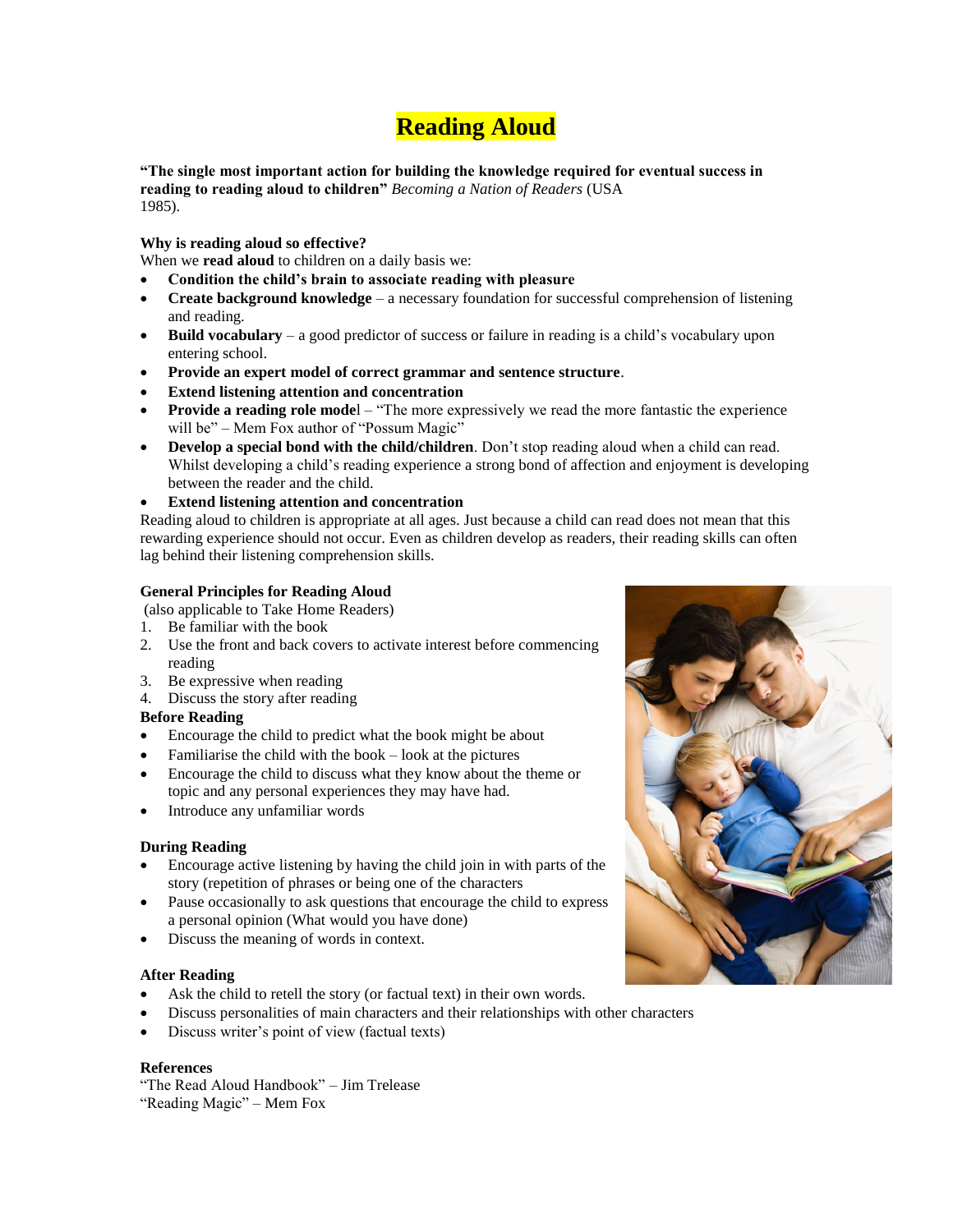# Reading Aloud

**"The single most important action for building the knowledge required for eventual success in reading to reading aloud to children"** *Becoming a Nation of Readers* (USA 1985).

**Why is reading aloud so effective?**

When we **read aloud** to children on a daily basis we:

- **Condition the child's brain to associate reading with pleasure**
- **Create background knowledge** – a necessary foundation for successful comprehension of listening and reading.
- **Build vocabulary** – a good predictor of success or failure in reading is a child's vocabulary upon entering school.
- **Provide an expert model of correct grammar and sentence structure**.
- **Extend listening attention and concentration**
- **Provide a reading role model** – "The more expressively we read the more fantastic the experience will be" – Mem Fox author of "Possum Magic"
- **Develop a special bond with the child/children**. Don't stop reading aloud when a child can read. Whilst developing a child's reading experience a strong bond of affection and enjoyment is developing between the reader and the child.
- **Extend listening attention and concentration**

Reading aloud to children is appropriate at all ages. Just because a child can read does not mean that this rewarding experience should not occur. Even as children develop as readers, their reading skills can often lag behind their listening comprehension skills.

**General Principles for Reading Aloud**
(also applicable to Take Home Readers)

1. Be familiar with the book
2. Use the front and back covers to activate interest before commencing reading
3. Be expressive when reading
4. Discuss the story after reading

**Before Reading**

- Encourage the child to predict what the book might be about
- Familiarise the child with the book – look at the pictures
- Encourage the child to discuss what they know about the theme or topic and any personal experiences they may have had.
- Introduce any unfamiliar words

**During Reading**

- Encourage active listening by having the child join in with parts of the story (repetition of phrases or being one of the characters
- Pause occasionally to ask questions that encourage the child to express a personal opinion (What would you have done)
- Discuss the meaning of words in context.

**After Reading**

- Ask the child to retell the story (or factual text) in their own words.
- Discuss personalities of main characters and their relationships with other characters
- Discuss writer's point of view (factual texts)

**References**

"The Read Aloud Handbook" – Jim Trelease
"Reading Magic" – Mem Fox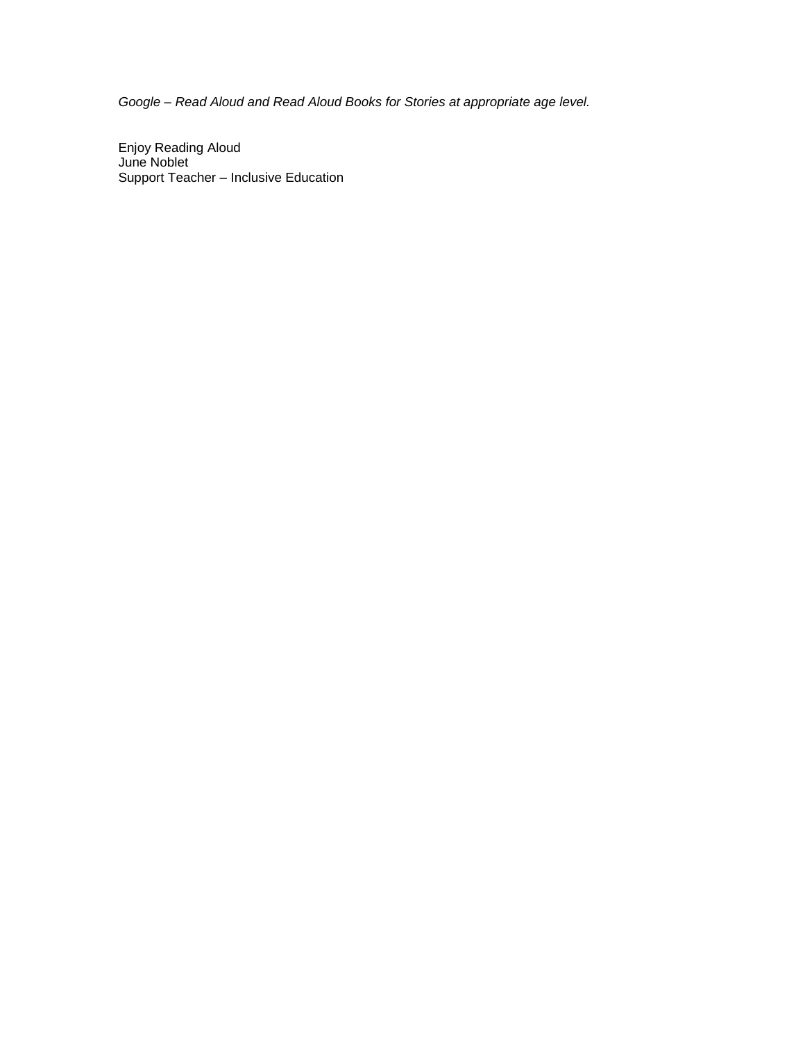*Google – Read Aloud and Read Aloud Books for Stories at appropriate age level.*

Enjoy Reading Aloud
June Noblet
Support Teacher – Inclusive Education